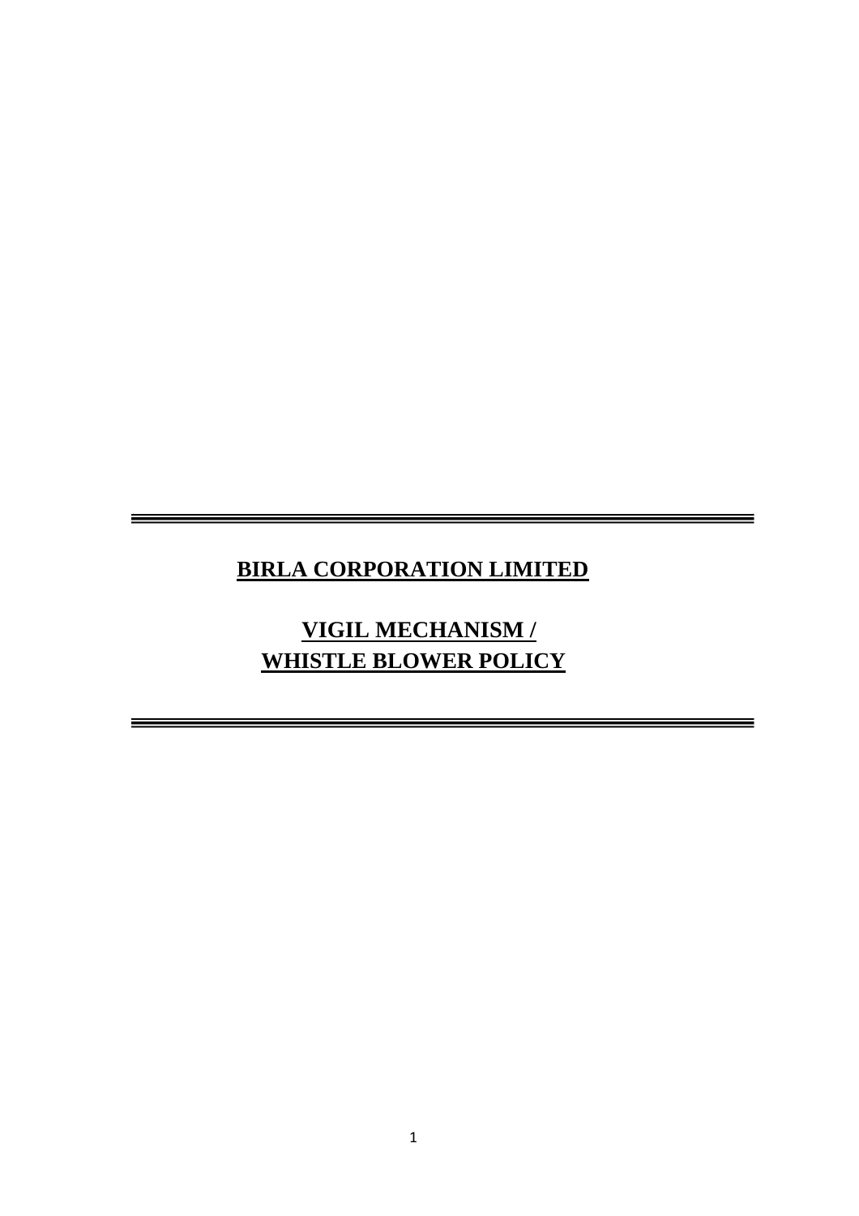# BIRLA CORPORATION LIMITED

## VIGIL MECHANISM / WHISTLE BLOWER POLICY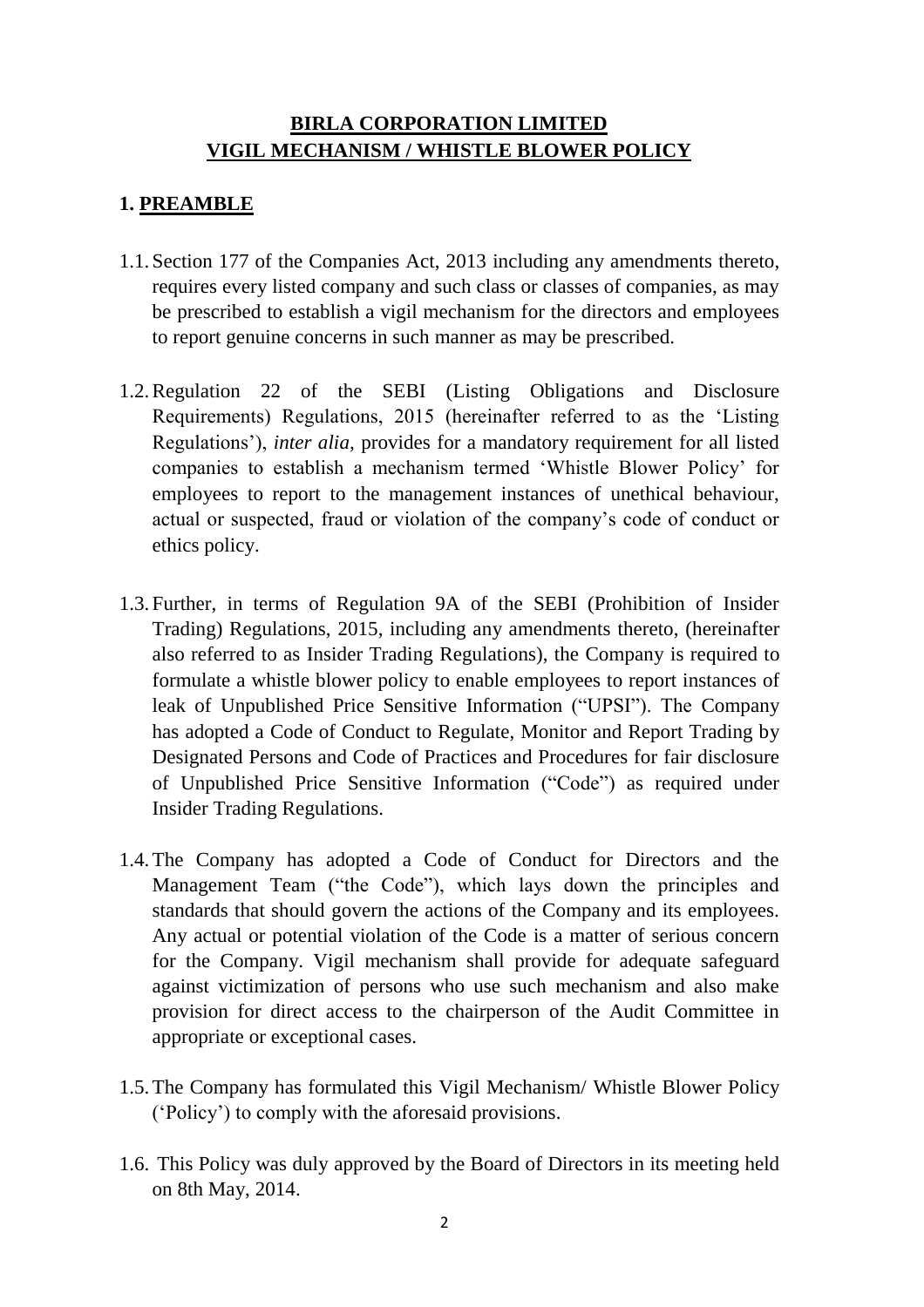# BIRLA CORPORATION LIMITED
# VIGIL MECHANISM / WHISTLE BLOWER POLICY

## 1. PREAMBLE

1.1. Section 177 of the Companies Act, 2013 including any amendments thereto, requires every listed company and such class or classes of companies, as may be prescribed to establish a vigil mechanism for the directors and employees to report genuine concerns in such manner as may be prescribed.

1.2. Regulation 22 of the SEBI (Listing Obligations and Disclosure Requirements) Regulations, 2015 (hereinafter referred to as the 'Listing Regulations'), *inter alia*, provides for a mandatory requirement for all listed companies to establish a mechanism termed 'Whistle Blower Policy' for employees to report to the management instances of unethical behaviour, actual or suspected, fraud or violation of the company's code of conduct or ethics policy.

1.3. Further, in terms of Regulation 9A of the SEBI (Prohibition of Insider Trading) Regulations, 2015, including any amendments thereto, (hereinafter also referred to as Insider Trading Regulations), the Company is required to formulate a whistle blower policy to enable employees to report instances of leak of Unpublished Price Sensitive Information ("UPSI"). The Company has adopted a Code of Conduct to Regulate, Monitor and Report Trading by Designated Persons and Code of Practices and Procedures for fair disclosure of Unpublished Price Sensitive Information ("Code") as required under Insider Trading Regulations.

1.4. The Company has adopted a Code of Conduct for Directors and the Management Team ("the Code"), which lays down the principles and standards that should govern the actions of the Company and its employees. Any actual or potential violation of the Code is a matter of serious concern for the Company. Vigil mechanism shall provide for adequate safeguard against victimization of persons who use such mechanism and also make provision for direct access to the chairperson of the Audit Committee in appropriate or exceptional cases.

1.5. The Company has formulated this Vigil Mechanism/ Whistle Blower Policy ('Policy') to comply with the aforesaid provisions.

1.6. This Policy was duly approved by the Board of Directors in its meeting held on 8th May, 2014.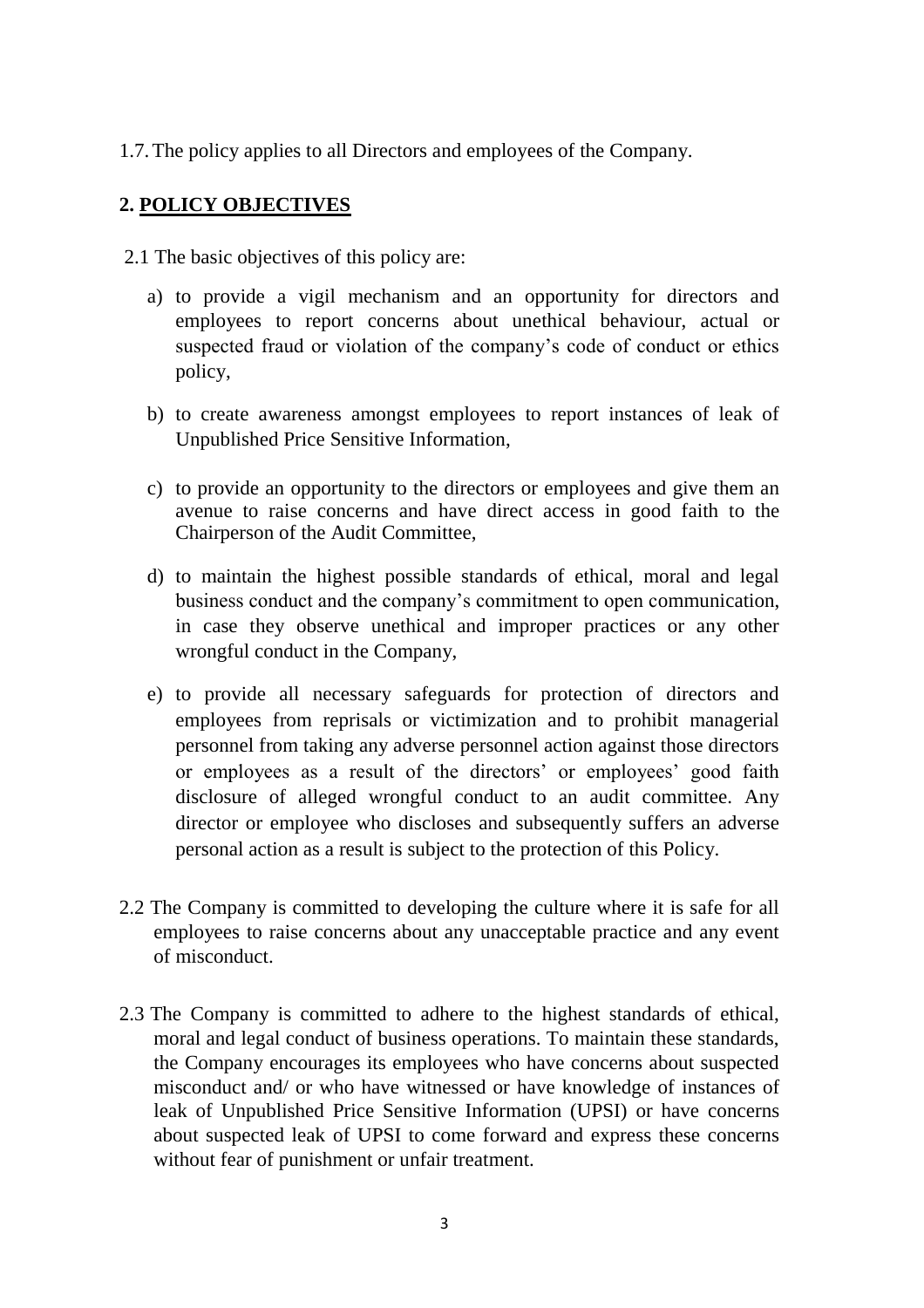1.7. The policy applies to all Directors and employees of the Company.

## 2. POLICY OBJECTIVES

2.1 The basic objectives of this policy are:

a) to provide a vigil mechanism and an opportunity for directors and employees to report concerns about unethical behaviour, actual or suspected fraud or violation of the company's code of conduct or ethics policy,

b) to create awareness amongst employees to report instances of leak of Unpublished Price Sensitive Information,

c) to provide an opportunity to the directors or employees and give them an avenue to raise concerns and have direct access in good faith to the Chairperson of the Audit Committee,

d) to maintain the highest possible standards of ethical, moral and legal business conduct and the company's commitment to open communication, in case they observe unethical and improper practices or any other wrongful conduct in the Company,

e) to provide all necessary safeguards for protection of directors and employees from reprisals or victimization and to prohibit managerial personnel from taking any adverse personnel action against those directors or employees as a result of the directors' or employees' good faith disclosure of alleged wrongful conduct to an audit committee. Any director or employee who discloses and subsequently suffers an adverse personal action as a result is subject to the protection of this Policy.

2.2 The Company is committed to developing the culture where it is safe for all employees to raise concerns about any unacceptable practice and any event of misconduct.

2.3 The Company is committed to adhere to the highest standards of ethical, moral and legal conduct of business operations. To maintain these standards, the Company encourages its employees who have concerns about suspected misconduct and/ or who have witnessed or have knowledge of instances of leak of Unpublished Price Sensitive Information (UPSI) or have concerns about suspected leak of UPSI to come forward and express these concerns without fear of punishment or unfair treatment.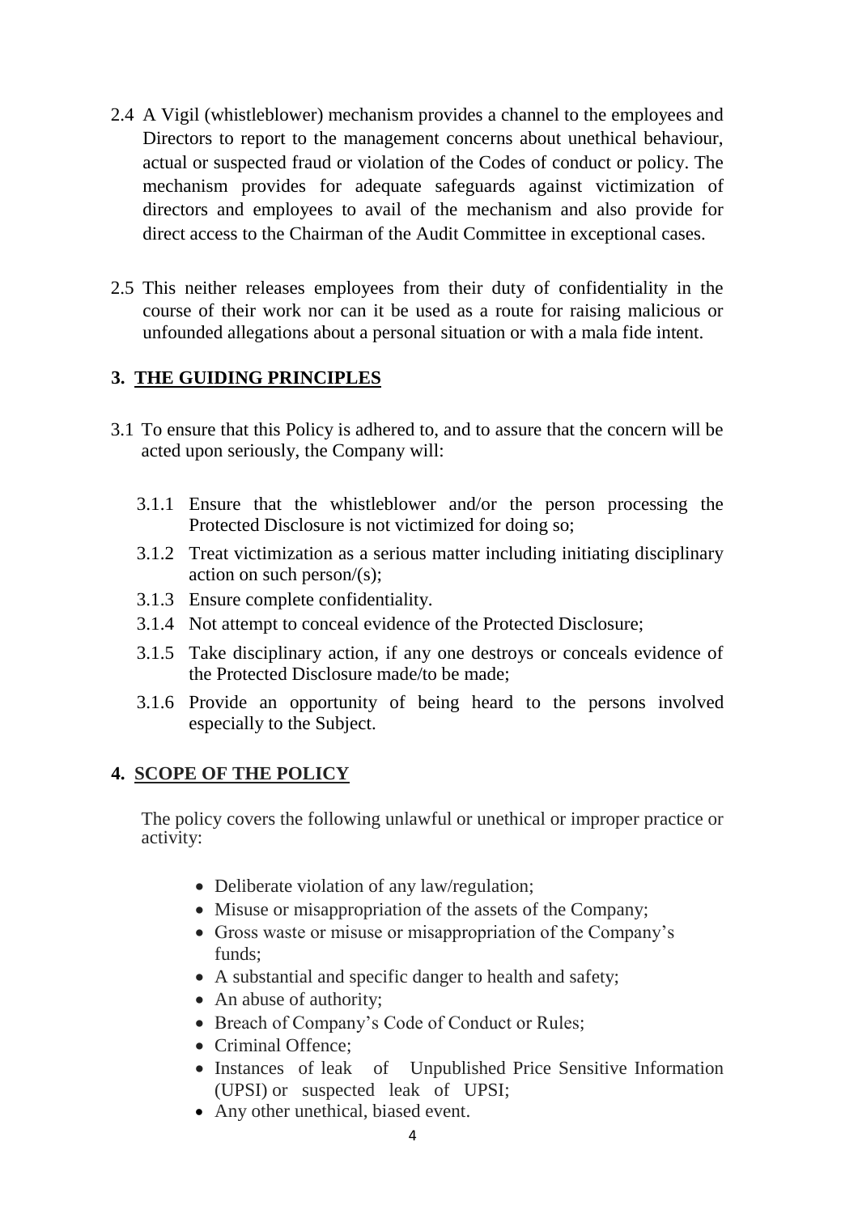2.4 A Vigil (whistleblower) mechanism provides a channel to the employees and Directors to report to the management concerns about unethical behaviour, actual or suspected fraud or violation of the Codes of conduct or policy. The mechanism provides for adequate safeguards against victimization of directors and employees to avail of the mechanism and also provide for direct access to the Chairman of the Audit Committee in exceptional cases.

2.5 This neither releases employees from their duty of confidentiality in the course of their work nor can it be used as a route for raising malicious or unfounded allegations about a personal situation or with a mala fide intent.

## 3. THE GUIDING PRINCIPLES

3.1 To ensure that this Policy is adhered to, and to assure that the concern will be acted upon seriously, the Company will:

3.1.1 Ensure that the whistleblower and/or the person processing the Protected Disclosure is not victimized for doing so;

3.1.2 Treat victimization as a serious matter including initiating disciplinary action on such person/(s);

3.1.3 Ensure complete confidentiality.

3.1.4 Not attempt to conceal evidence of the Protected Disclosure;

3.1.5 Take disciplinary action, if any one destroys or conceals evidence of the Protected Disclosure made/to be made;

3.1.6 Provide an opportunity of being heard to the persons involved especially to the Subject.

## 4. SCOPE OF THE POLICY

The policy covers the following unlawful or unethical or improper practice or activity:

- Deliberate violation of any law/regulation;
- Misuse or misappropriation of the assets of the Company;
- Gross waste or misuse or misappropriation of the Company's funds;
- A substantial and specific danger to health and safety;
- An abuse of authority;
- Breach of Company's Code of Conduct or Rules;
- Criminal Offence;
- Instances of leak of Unpublished Price Sensitive Information (UPSI) or suspected leak of UPSI;
- Any other unethical, biased event.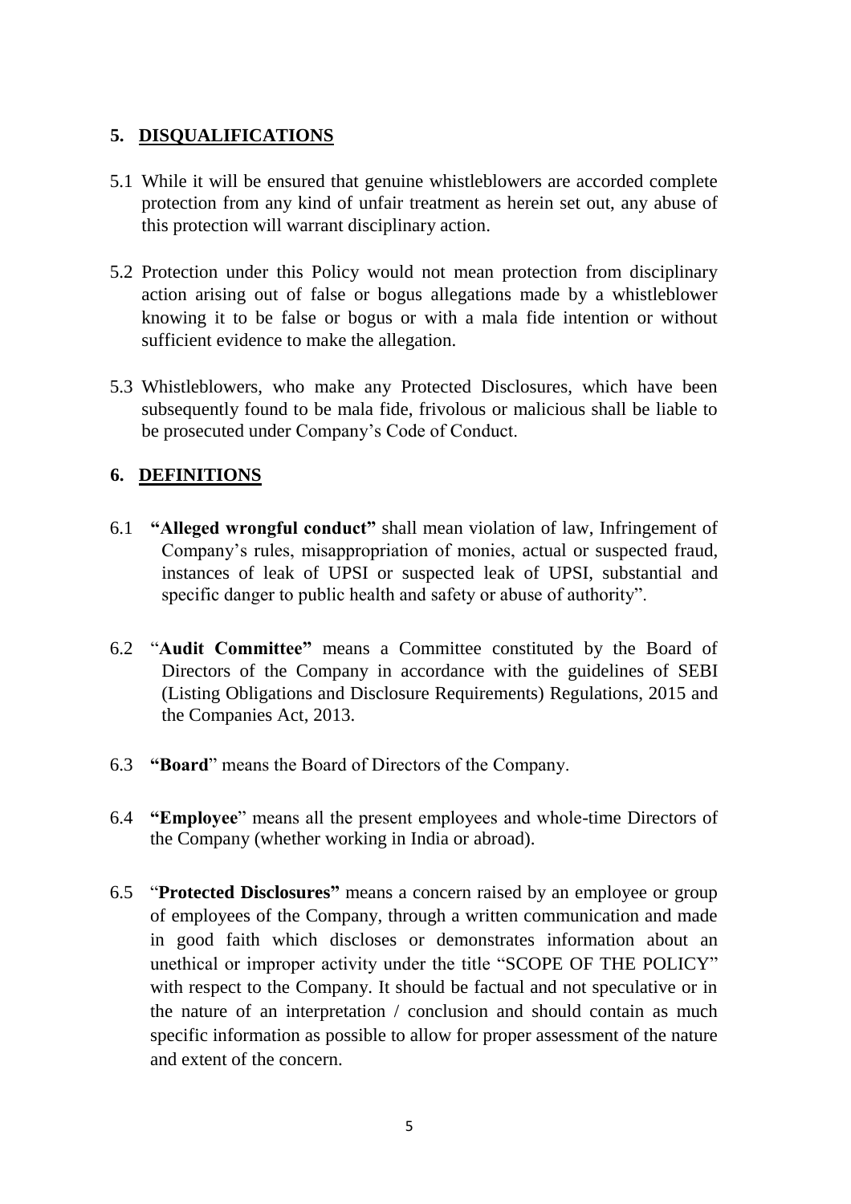## 5. DISQUALIFICATIONS

5.1 While it will be ensured that genuine whistleblowers are accorded complete protection from any kind of unfair treatment as herein set out, any abuse of this protection will warrant disciplinary action.

5.2 Protection under this Policy would not mean protection from disciplinary action arising out of false or bogus allegations made by a whistleblower knowing it to be false or bogus or with a mala fide intention or without sufficient evidence to make the allegation.

5.3 Whistleblowers, who make any Protected Disclosures, which have been subsequently found to be mala fide, frivolous or malicious shall be liable to be prosecuted under Company's Code of Conduct.

## 6. DEFINITIONS

6.1 **"Alleged wrongful conduct"** shall mean violation of law, Infringement of Company's rules, misappropriation of monies, actual or suspected fraud, instances of leak of UPSI or suspected leak of UPSI, substantial and specific danger to public health and safety or abuse of authority".

6.2 "**Audit Committee"** means a Committee constituted by the Board of Directors of the Company in accordance with the guidelines of SEBI (Listing Obligations and Disclosure Requirements) Regulations, 2015 and the Companies Act, 2013.

6.3 **"Board**" means the Board of Directors of the Company.

6.4 **"Employee**" means all the present employees and whole-time Directors of the Company (whether working in India or abroad).

6.5 "**Protected Disclosures"** means a concern raised by an employee or group of employees of the Company, through a written communication and made in good faith which discloses or demonstrates information about an unethical or improper activity under the title "SCOPE OF THE POLICY" with respect to the Company. It should be factual and not speculative or in the nature of an interpretation / conclusion and should contain as much specific information as possible to allow for proper assessment of the nature and extent of the concern.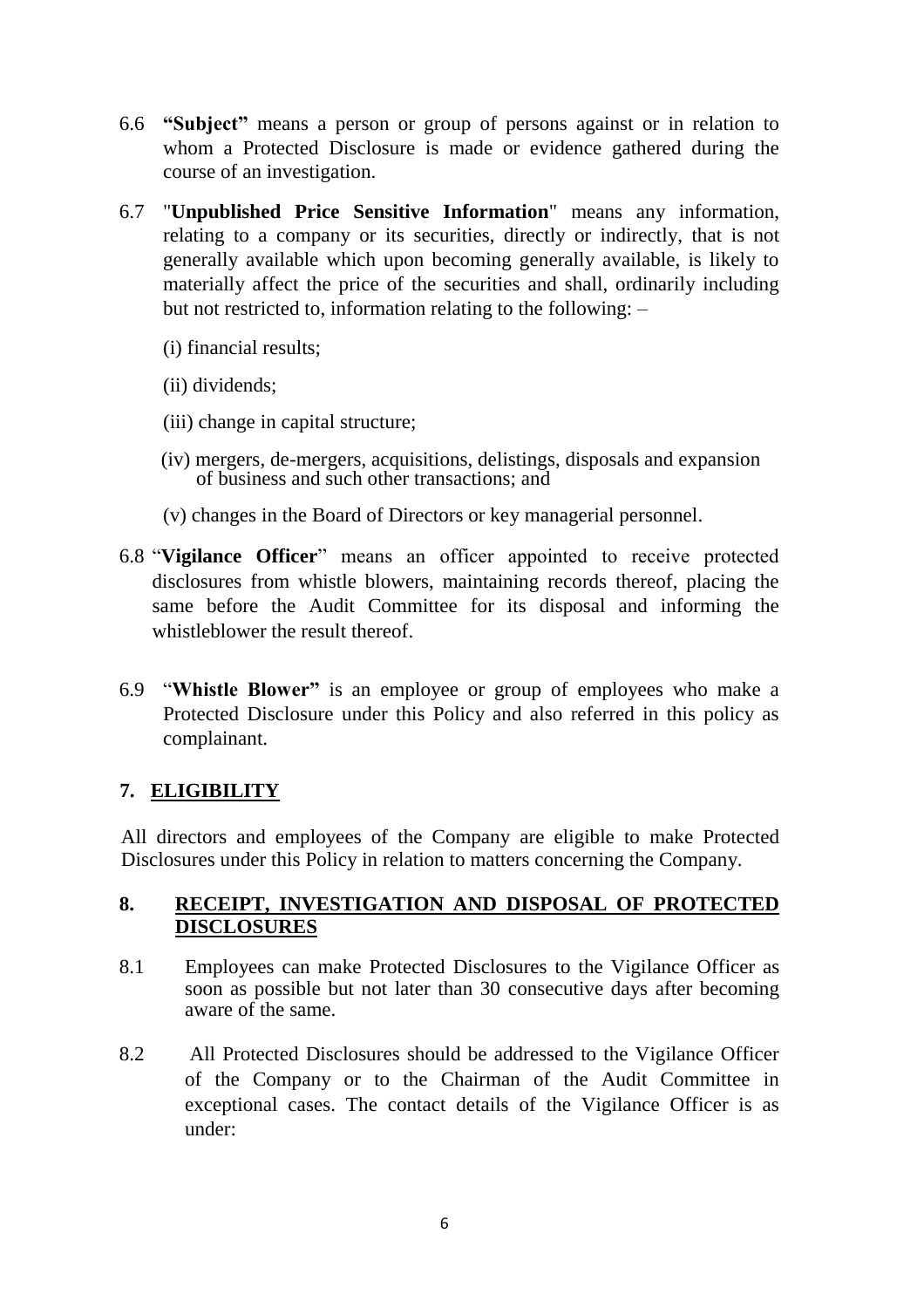6.6 **"Subject"** means a person or group of persons against or in relation to whom a Protected Disclosure is made or evidence gathered during the course of an investigation.

6.7 "**Unpublished Price Sensitive Information**" means any information, relating to a company or its securities, directly or indirectly, that is not generally available which upon becoming generally available, is likely to materially affect the price of the securities and shall, ordinarily including but not restricted to, information relating to the following: –

(i) financial results;

(ii) dividends;

(iii) change in capital structure;

(iv) mergers, de-mergers, acquisitions, delistings, disposals and expansion of business and such other transactions; and

(v) changes in the Board of Directors or key managerial personnel.

6.8 "**Vigilance Officer**" means an officer appointed to receive protected disclosures from whistle blowers, maintaining records thereof, placing the same before the Audit Committee for its disposal and informing the whistleblower the result thereof.

6.9 "**Whistle Blower"** is an employee or group of employees who make a Protected Disclosure under this Policy and also referred in this policy as complainant.

## 7. ELIGIBILITY

All directors and employees of the Company are eligible to make Protected Disclosures under this Policy in relation to matters concerning the Company.

## 8. RECEIPT, INVESTIGATION AND DISPOSAL OF PROTECTED DISCLOSURES

8.1 Employees can make Protected Disclosures to the Vigilance Officer as soon as possible but not later than 30 consecutive days after becoming aware of the same.

8.2 All Protected Disclosures should be addressed to the Vigilance Officer of the Company or to the Chairman of the Audit Committee in exceptional cases. The contact details of the Vigilance Officer is as under: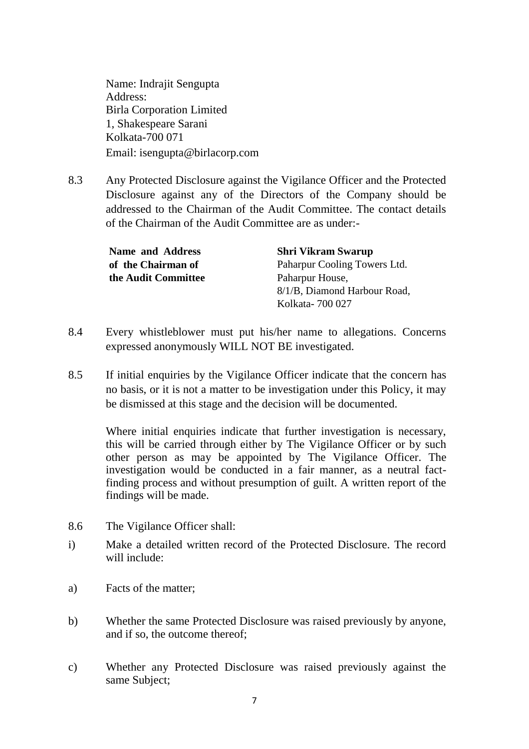Name: Indrajit Sengupta
Address:
Birla Corporation Limited
1, Shakespeare Sarani
Kolkata-700 071
Email: isengupta@birlacorp.com

8.3 Any Protected Disclosure against the Vigilance Officer and the Protected Disclosure against any of the Directors of the Company should be addressed to the Chairman of the Audit Committee. The contact details of the Chairman of the Audit Committee are as under:-

| **Name and Address of the Chairman of the Audit Committee** | **Shri Vikram Swarup**<br>Paharpur Cooling Towers Ltd.<br>Paharpur House,<br>8/1/B, Diamond Harbour Road,<br>Kolkata- 700 027 |
|---|---|

8.4 Every whistleblower must put his/her name to allegations. Concerns expressed anonymously WILL NOT BE investigated.

8.5 If initial enquiries by the Vigilance Officer indicate that the concern has no basis, or it is not a matter to be investigation under this Policy, it may be dismissed at this stage and the decision will be documented.

Where initial enquiries indicate that further investigation is necessary, this will be carried through either by The Vigilance Officer or by such other person as may be appointed by The Vigilance Officer. The investigation would be conducted in a fair manner, as a neutral fact-finding process and without presumption of guilt. A written report of the findings will be made.

8.6 The Vigilance Officer shall:

i) Make a detailed written record of the Protected Disclosure. The record will include:

a) Facts of the matter;

b) Whether the same Protected Disclosure was raised previously by anyone, and if so, the outcome thereof;

c) Whether any Protected Disclosure was raised previously against the same Subject;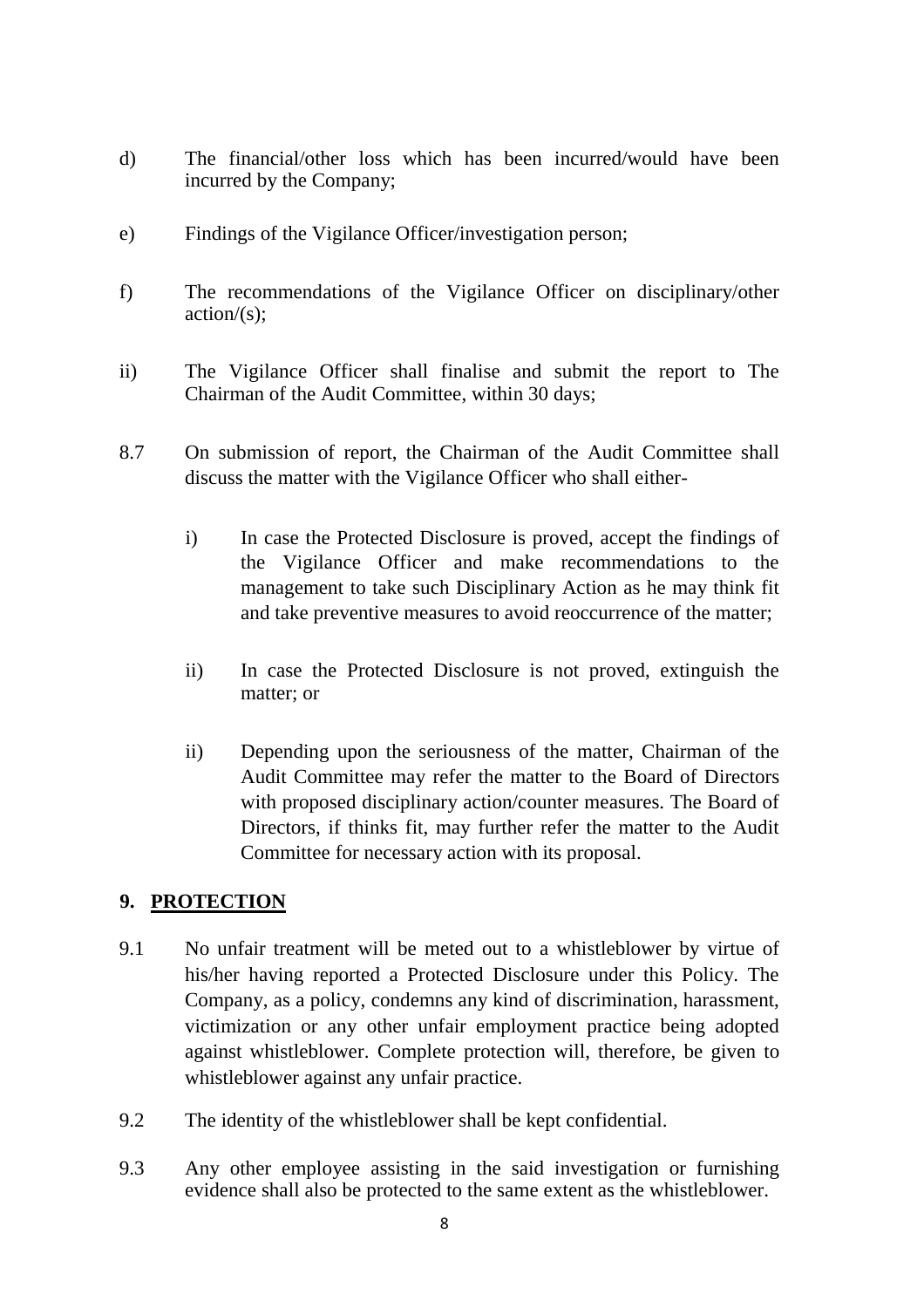d) The financial/other loss which has been incurred/would have been incurred by the Company;

e) Findings of the Vigilance Officer/investigation person;

f) The recommendations of the Vigilance Officer on disciplinary/other action/(s);

ii) The Vigilance Officer shall finalise and submit the report to The Chairman of the Audit Committee, within 30 days;

8.7 On submission of report, the Chairman of the Audit Committee shall discuss the matter with the Vigilance Officer who shall either-

> i) In case the Protected Disclosure is proved, accept the findings of the Vigilance Officer and make recommendations to the management to take such Disciplinary Action as he may think fit and take preventive measures to avoid reoccurrence of the matter;
>
> ii) In case the Protected Disclosure is not proved, extinguish the matter; or
>
> ii) Depending upon the seriousness of the matter, Chairman of the Audit Committee may refer the matter to the Board of Directors with proposed disciplinary action/counter measures. The Board of Directors, if thinks fit, may further refer the matter to the Audit Committee for necessary action with its proposal.

## 9. PROTECTION

9.1 No unfair treatment will be meted out to a whistleblower by virtue of his/her having reported a Protected Disclosure under this Policy. The Company, as a policy, condemns any kind of discrimination, harassment, victimization or any other unfair employment practice being adopted against whistleblower. Complete protection will, therefore, be given to whistleblower against any unfair practice.

9.2 The identity of the whistleblower shall be kept confidential.

9.3 Any other employee assisting in the said investigation or furnishing evidence shall also be protected to the same extent as the whistleblower.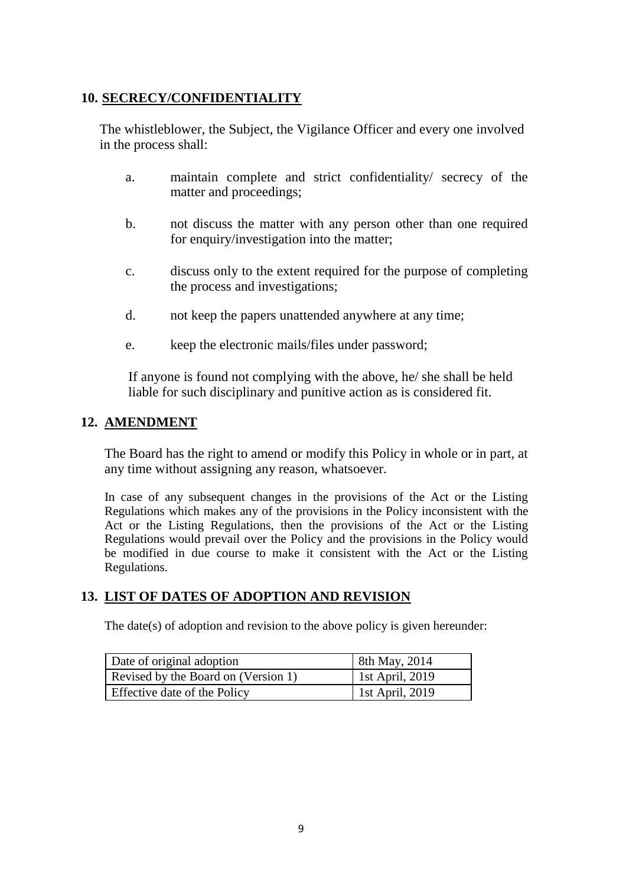## 10. SECRECY/CONFIDENTIALITY

The whistleblower, the Subject, the Vigilance Officer and every one involved in the process shall:

a. maintain complete and strict confidentiality/ secrecy of the matter and proceedings;

b. not discuss the matter with any person other than one required for enquiry/investigation into the matter;

c. discuss only to the extent required for the purpose of completing the process and investigations;

d. not keep the papers unattended anywhere at any time;

e. keep the electronic mails/files under password;

If anyone is found not complying with the above, he/ she shall be held liable for such disciplinary and punitive action as is considered fit.

## 12. AMENDMENT

The Board has the right to amend or modify this Policy in whole or in part, at any time without assigning any reason, whatsoever.

In case of any subsequent changes in the provisions of the Act or the Listing Regulations which makes any of the provisions in the Policy inconsistent with the Act or the Listing Regulations, then the provisions of the Act or the Listing Regulations would prevail over the Policy and the provisions in the Policy would be modified in due course to make it consistent with the Act or the Listing Regulations.

## 13. LIST OF DATES OF ADOPTION AND REVISION

The date(s) of adoption and revision to the above policy is given hereunder:

| | |
|---|---|
| Date of original adoption | 8th May, 2014 |
| Revised by the Board on (Version 1) | 1st April, 2019 |
| Effective date of the Policy | 1st April, 2019 |